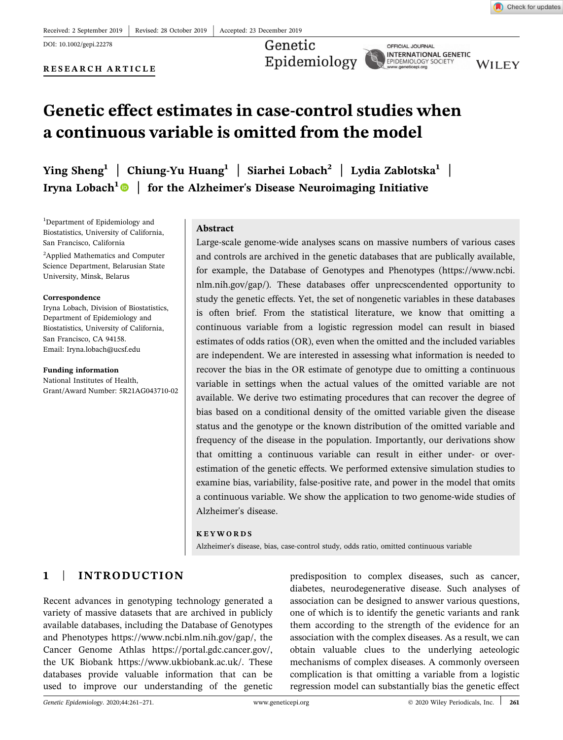Received: 2 September 2019 | Revised: 28 October 2019 | Accepted: 23 December 2019

DOI: 10.1002/gepi.22278

**RESEARCH ARTICLE**

# Genetic effect estimates in case-control studies when a continuous variable is omitted from the model

**Ying Sheng[1] | Chiung-Yu Huang[1] | Siarhei Lobach[2] | Lydia Zablotska[1] | Iryna Lobach[1] | for the Alzheimer's Disease Neuroimaging Initiative**

[1]Department of Epidemiology and Biostatistics, University of California, San Francisco, California

[2]Applied Mathematics and Computer Science Department, Belarusian State University, Minsk, Belarus

**Correspondence**
Iryna Lobach, Division of Biostatistics, Department of Epidemiology and Biostatistics, University of California, San Francisco, CA 94158.
Email: Iryna.lobach@ucsf.edu

**Funding information**
National Institutes of Health, Grant/Award Number: 5R21AG043710-02

## Abstract

Large-scale genome-wide analyses scans on massive numbers of various cases and controls are archived in the genetic databases that are publically available, for example, the Database of Genotypes and Phenotypes (https://www.ncbi.nlm.nih.gov/gap/). These databases offer unprecscendented opportunity to study the genetic effects. Yet, the set of nongenetic variables in these databases is often brief. From the statistical literature, we know that omitting a continuous variable from a logistic regression model can result in biased estimates of odds ratios (OR), even when the omitted and the included variables are independent. We are interested in assessing what information is needed to recover the bias in the OR estimate of genotype due to omitting a continuous variable in settings when the actual values of the omitted variable are not available. We derive two estimating procedures that can recover the degree of bias based on a conditional density of the omitted variable given the disease status and the genotype or the known distribution of the omitted variable and frequency of the disease in the population. Importantly, our derivations show that omitting a continuous variable can result in either under- or over-estimation of the genetic effects. We performed extensive simulation studies to examine bias, variability, false-positive rate, and power in the model that omits a continuous variable. We show the application to two genome-wide studies of Alzheimer's disease.

**KEYWORDS**

Alzheimer's disease, bias, case-control study, odds ratio, omitted continuous variable

## 1 | INTRODUCTION

Recent advances in genotyping technology generated a variety of massive datasets that are archived in publicly available databases, including the Database of Genotypes and Phenotypes https://www.ncbi.nlm.nih.gov/gap/, the Cancer Genome Athlas https://portal.gdc.cancer.gov/, the UK Biobank https://www.ukbiobank.ac.uk/. These databases provide valuable information that can be used to improve our understanding of the genetic predisposition to complex diseases, such as cancer, diabetes, neurodegenerative disease. Such analyses of association can be designed to answer various questions, one of which is to identify the genetic variants and rank them according to the strength of the evidence for an association with the complex diseases. As a result, we can obtain valuable clues to the underlying aeteologic mechanisms of complex diseases. A commonly overseen complication is that omitting a variable from a logistic regression model can substantially bias the genetic effect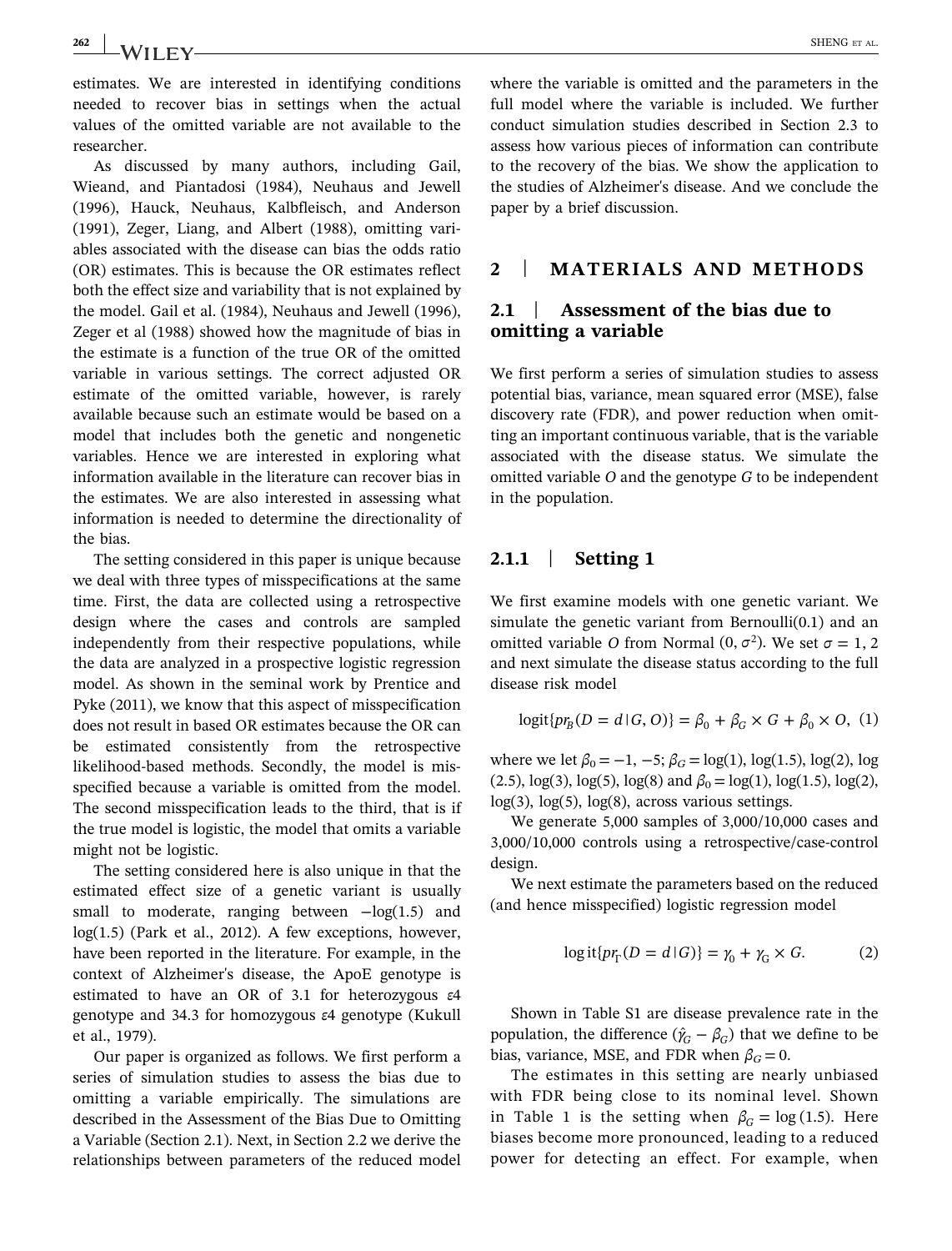estimates. We are interested in identifying conditions needed to recover bias in settings when the actual values of the omitted variable are not available to the researcher.

As discussed by many authors, including Gail, Wieand, and Piantadosi (1984), Neuhaus and Jewell (1996), Hauck, Neuhaus, Kalbfleisch, and Anderson (1991), Zeger, Liang, and Albert (1988), omitting variables associated with the disease can bias the odds ratio (OR) estimates. This is because the OR estimates reflect both the effect size and variability that is not explained by the model. Gail et al. (1984), Neuhaus and Jewell (1996), Zeger et al (1988) showed how the magnitude of bias in the estimate is a function of the true OR of the omitted variable in various settings. The correct adjusted OR estimate of the omitted variable, however, is rarely available because such an estimate would be based on a model that includes both the genetic and nongenetic variables. Hence we are interested in exploring what information available in the literature can recover bias in the estimates. We are also interested in assessing what information is needed to determine the directionality of the bias.

The setting considered in this paper is unique because we deal with three types of misspecifications at the same time. First, the data are collected using a retrospective design where the cases and controls are sampled independently from their respective populations, while the data are analyzed in a prospective logistic regression model. As shown in the seminal work by Prentice and Pyke (2011), we know that this aspect of misspecification does not result in based OR estimates because the OR can be estimated consistently from the retrospective likelihood-based methods. Secondly, the model is misspecified because a variable is omitted from the model. The second misspecification leads to the third, that is if the true model is logistic, the model that omits a variable might not be logistic.

The setting considered here is also unique in that the estimated effect size of a genetic variant is usually small to moderate, ranging between −log(1.5) and log(1.5) (Park et al., 2012). A few exceptions, however, have been reported in the literature. For example, in the context of Alzheimer's disease, the ApoE genotype is estimated to have an OR of 3.1 for heterozygous $\varepsilon 4$ genotype and 34.3 for homozygous $\varepsilon 4$ genotype (Kukull et al., 1979).

Our paper is organized as follows. We first perform a series of simulation studies to assess the bias due to omitting a variable empirically. The simulations are described in the Assessment of the Bias Due to Omitting a Variable (Section 2.1). Next, in Section 2.2 we derive the relationships between parameters of the reduced model where the variable is omitted and the parameters in the full model where the variable is included. We further conduct simulation studies described in Section 2.3 to assess how various pieces of information can contribute to the recovery of the bias. We show the application to the studies of Alzheimer's disease. And we conclude the paper by a brief discussion.

## 2 | MATERIALS AND METHODS

### 2.1 | Assessment of the bias due to omitting a variable

We first perform a series of simulation studies to assess potential bias, variance, mean squared error (MSE), false discovery rate (FDR), and power reduction when omitting an important continuous variable, that is the variable associated with the disease status. We simulate the omitted variable $O$ and the genotype $G$ to be independent in the population.

#### 2.1.1 | Setting 1

We first examine models with one genetic variant. We simulate the genetic variant from Bernoulli(0.1) and an omitted variable $O$ from Normal $(0, \sigma^2)$. We set $\sigma = 1, 2$ and next simulate the disease status according to the full disease risk model

$$\text{logit}\{pr_B(D = d \mid G, O)\} = \beta_0 + \beta_G \times G + \beta_0 \times O, \quad (1)$$

where we let $\beta_0 = -1, -5$; $\beta_G = \log(1), \log(1.5), \log(2), \log(2.5), \log(3), \log(5), \log(8)$ and $\beta_0 = \log(1), \log(1.5), \log(2), \log(3), \log(5), \log(8)$, across various settings.

We generate 5,000 samples of 3,000/10,000 cases and 3,000/10,000 controls using a retrospective/case-control design.

We next estimate the parameters based on the reduced (and hence misspecified) logistic regression model

$$\log\text{it}\{pr_\Gamma(D = d \mid G)\} = \gamma_0 + \gamma_G \times G. \quad (2)$$

Shown in Table S1 are disease prevalence rate in the population, the difference $(\hat{\gamma}_G - \beta_G)$ that we define to be bias, variance, MSE, and FDR when $\beta_G = 0$.

The estimates in this setting are nearly unbiased with FDR being close to its nominal level. Shown in Table 1 is the setting when $\beta_G = \log(1.5)$. Here biases become more pronounced, leading to a reduced power for detecting an effect. For example, when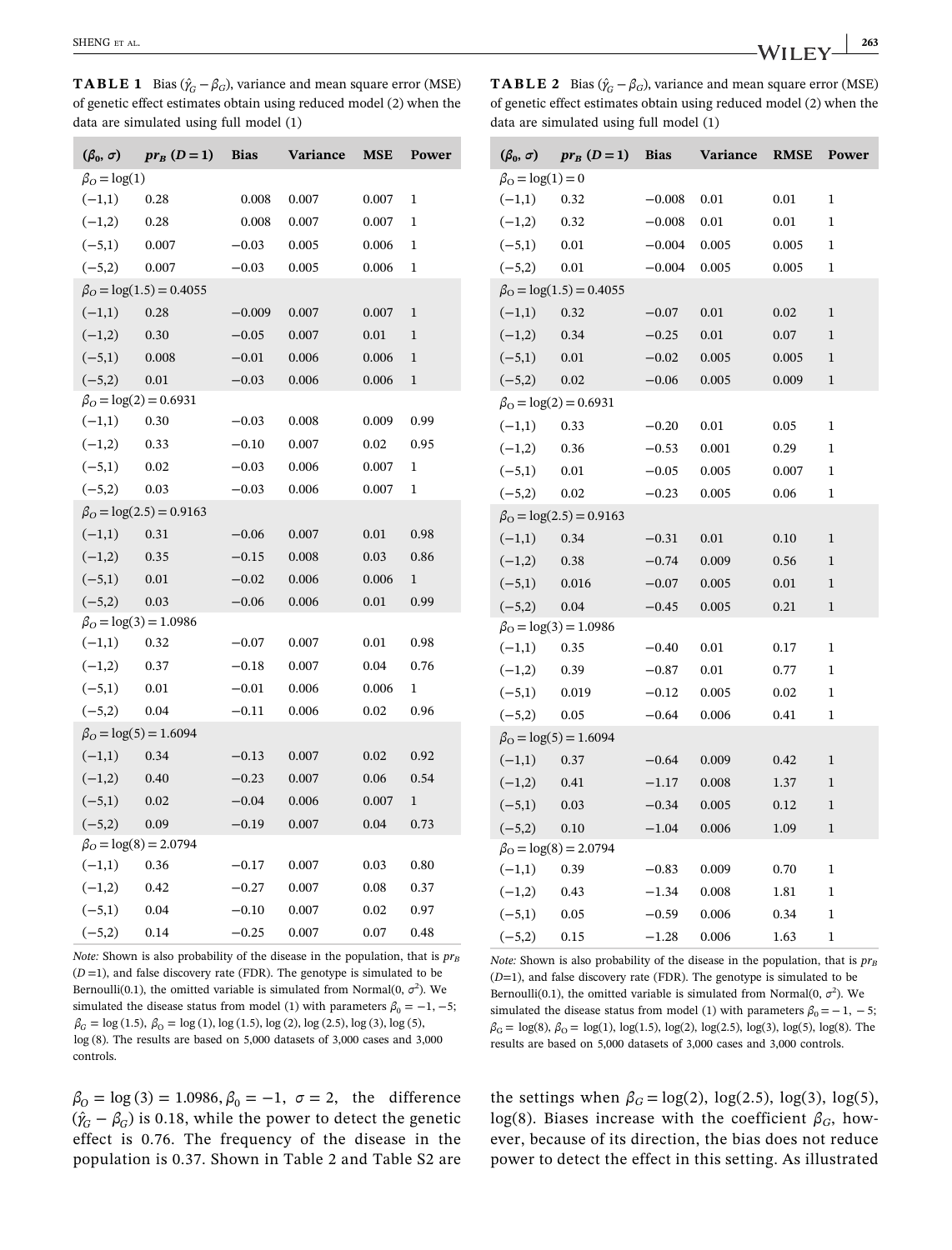**TABLE 1** Bias ($\hat{\gamma}_G - \beta_G$), variance and mean square error (MSE) of genetic effect estimates obtain using reduced model (2) when the data are simulated using full model (1)

| $(\beta_0, \sigma)$ | $pr_B$ $(D = 1)$ | Bias | Variance | MSE | Power |
|---|---|---|---|---|---|
| $\beta_O = \log(1)$ | | | | | |
| (−1,1) | 0.28 | 0.008 | 0.007 | 0.007 | 1 |
| (−1,2) | 0.28 | 0.008 | 0.007 | 0.007 | 1 |
| (−5,1) | 0.007 | −0.03 | 0.005 | 0.006 | 1 |
| (−5,2) | 0.007 | −0.03 | 0.005 | 0.006 | 1 |
| $\beta_O = \log(1.5) = 0.4055$ | | | | | |
| (−1,1) | 0.28 | −0.009 | 0.007 | 0.007 | 1 |
| (−1,2) | 0.30 | −0.05 | 0.007 | 0.01 | 1 |
| (−5,1) | 0.008 | −0.01 | 0.006 | 0.006 | 1 |
| (−5,2) | 0.01 | −0.03 | 0.006 | 0.006 | 1 |
| $\beta_O = \log(2) = 0.6931$ | | | | | |
| (−1,1) | 0.30 | −0.03 | 0.008 | 0.009 | 0.99 |
| (−1,2) | 0.33 | −0.10 | 0.007 | 0.02 | 0.95 |
| (−5,1) | 0.02 | −0.03 | 0.006 | 0.007 | 1 |
| (−5,2) | 0.03 | −0.03 | 0.006 | 0.007 | 1 |
| $\beta_O = \log(2.5) = 0.9163$ | | | | | |
| (−1,1) | 0.31 | −0.06 | 0.007 | 0.01 | 0.98 |
| (−1,2) | 0.35 | −0.15 | 0.008 | 0.03 | 0.86 |
| (−5,1) | 0.01 | −0.02 | 0.006 | 0.006 | 1 |
| (−5,2) | 0.03 | −0.06 | 0.006 | 0.01 | 0.99 |
| $\beta_O = \log(3) = 1.0986$ | | | | | |
| (−1,1) | 0.32 | −0.07 | 0.007 | 0.01 | 0.98 |
| (−1,2) | 0.37 | −0.18 | 0.007 | 0.04 | 0.76 |
| (−5,1) | 0.01 | −0.01 | 0.006 | 0.006 | 1 |
| (−5,2) | 0.04 | −0.11 | 0.006 | 0.02 | 0.96 |
| $\beta_O = \log(5) = 1.6094$ | | | | | |
| (−1,1) | 0.34 | −0.13 | 0.007 | 0.02 | 0.92 |
| (−1,2) | 0.40 | −0.23 | 0.007 | 0.06 | 0.54 |
| (−5,1) | 0.02 | −0.04 | 0.006 | 0.007 | 1 |
| (−5,2) | 0.09 | −0.19 | 0.007 | 0.04 | 0.73 |
| $\beta_O = \log(8) = 2.0794$ | | | | | |
| (−1,1) | 0.36 | −0.17 | 0.007 | 0.03 | 0.80 |
| (−1,2) | 0.42 | −0.27 | 0.007 | 0.08 | 0.37 |
| (−5,1) | 0.04 | −0.10 | 0.007 | 0.02 | 0.97 |
| (−5,2) | 0.14 | −0.25 | 0.007 | 0.07 | 0.48 |

*Note:* Shown is also probability of the disease in the population, that is $pr_B$ $(D = 1)$, and false discovery rate (FDR). The genotype is simulated to be Bernoulli(0.1), the omitted variable is simulated from Normal(0, $\sigma^2$). We simulated the disease status from model (1) with parameters $\beta_0 = -1, -5$; $\beta_G = \log(1.5)$, $\beta_O = \log(1), \log(1.5), \log(2), \log(2.5), \log(3), \log(5), \log(8)$. The results are based on 5,000 datasets of 3,000 cases and 3,000 controls.

**TABLE 2** Bias ($\hat{\gamma}_G - \beta_G$), variance and mean square error (MSE) of genetic effect estimates obtain using reduced model (2) when the data are simulated using full model (1)

| $(\beta_0, \sigma)$ | $pr_B$ $(D = 1)$ | Bias | Variance | RMSE | Power |
|---|---|---|---|---|---|
| $\beta_O = \log(1) = 0$ | | | | | |
| (−1,1) | 0.32 | −0.008 | 0.01 | 0.01 | 1 |
| (−1,2) | 0.32 | −0.008 | 0.01 | 0.01 | 1 |
| (−5,1) | 0.01 | −0.004 | 0.005 | 0.005 | 1 |
| (−5,2) | 0.01 | −0.004 | 0.005 | 0.005 | 1 |
| $\beta_O = \log(1.5) = 0.4055$ | | | | | |
| (−1,1) | 0.32 | −0.07 | 0.01 | 0.02 | 1 |
| (−1,2) | 0.34 | −0.25 | 0.01 | 0.07 | 1 |
| (−5,1) | 0.01 | −0.02 | 0.005 | 0.005 | 1 |
| (−5,2) | 0.02 | −0.06 | 0.005 | 0.009 | 1 |
| $\beta_O = \log(2) = 0.6931$ | | | | | |
| (−1,1) | 0.33 | −0.20 | 0.01 | 0.05 | 1 |
| (−1,2) | 0.36 | −0.53 | 0.001 | 0.29 | 1 |
| (−5,1) | 0.01 | −0.05 | 0.005 | 0.007 | 1 |
| (−5,2) | 0.02 | −0.23 | 0.005 | 0.06 | 1 |
| $\beta_O = \log(2.5) = 0.9163$ | | | | | |
| (−1,1) | 0.34 | −0.31 | 0.01 | 0.10 | 1 |
| (−1,2) | 0.38 | −0.74 | 0.009 | 0.56 | 1 |
| (−5,1) | 0.016 | −0.07 | 0.005 | 0.01 | 1 |
| (−5,2) | 0.04 | −0.45 | 0.005 | 0.21 | 1 |
| $\beta_O = \log(3) = 1.0986$ | | | | | |
| (−1,1) | 0.35 | −0.40 | 0.01 | 0.17 | 1 |
| (−1,2) | 0.39 | −0.87 | 0.01 | 0.77 | 1 |
| (−5,1) | 0.019 | −0.12 | 0.005 | 0.02 | 1 |
| (−5,2) | 0.05 | −0.64 | 0.006 | 0.41 | 1 |
| $\beta_O = \log(5) = 1.6094$ | | | | | |
| (−1,1) | 0.37 | −0.64 | 0.009 | 0.42 | 1 |
| (−1,2) | 0.41 | −1.17 | 0.008 | 1.37 | 1 |
| (−5,1) | 0.03 | −0.34 | 0.005 | 0.12 | 1 |
| (−5,2) | 0.10 | −1.04 | 0.006 | 1.09 | 1 |
| $\beta_O = \log(8) = 2.0794$ | | | | | |
| (−1,1) | 0.39 | −0.83 | 0.009 | 0.70 | 1 |
| (−1,2) | 0.43 | −1.34 | 0.008 | 1.81 | 1 |
| (−5,1) | 0.05 | −0.59 | 0.006 | 0.34 | 1 |
| (−5,2) | 0.15 | −1.28 | 0.006 | 1.63 | 1 |

*Note:* Shown is also probability of the disease in the population, that is $pr_B$ $(D=1)$, and false discovery rate (FDR). The genotype is simulated to be Bernoulli(0.1), the omitted variable is simulated from Normal(0, $\sigma^2$). We simulated the disease status from model (1) with parameters $\beta_0 = -1, -5$; $\beta_G = \log(8)$, $\beta_O = \log(1), \log(1.5), \log(2), \log(2.5), \log(3), \log(5), \log(8)$. The results are based on 5,000 datasets of 3,000 cases and 3,000 controls.

$\beta_O = \log(3) = 1.0986, \beta_0 = -1,\ \sigma = 2,$ the difference $(\hat{\gamma}_G - \beta_G)$ is 0.18, while the power to detect the genetic effect is 0.76. The frequency of the disease in the population is 0.37. Shown in Table 2 and Table S2 are the settings when $\beta_G = \log(2), \log(2.5), \log(3), \log(5), \log(8)$. Biases increase with the coefficient $\beta_G$, however, because of its direction, the bias does not reduce power to detect the effect in this setting. As illustrated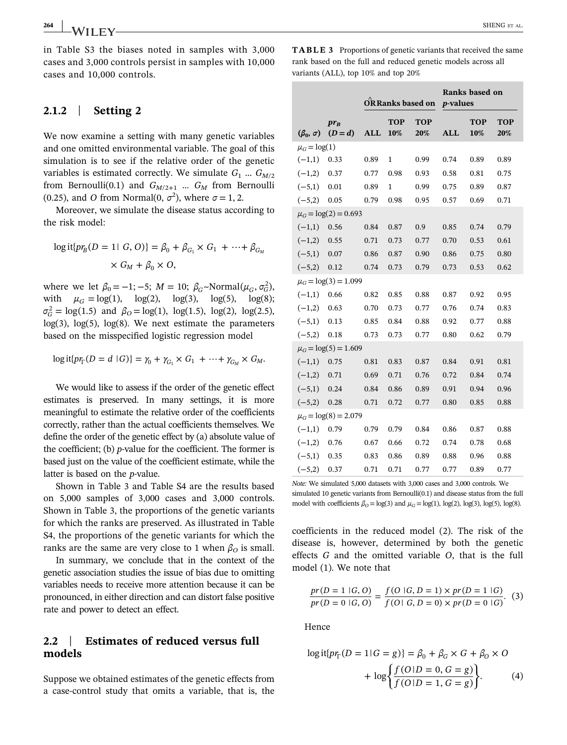in Table S3 the biases noted in samples with 3,000 cases and 3,000 controls persist in samples with 10,000 cases and 10,000 controls.

### 2.1.2 | Setting 2

We now examine a setting with many genetic variables and one omitted environmental variable. The goal of this simulation is to see if the relative order of the genetic variables is estimated correctly. We simulate $G_1 \ldots G_{M/2}$ from Bernoulli(0.1) and $G_{M/2+1} \ldots G_M$ from Bernoulli (0.25), and $O$ from Normal(0, $\sigma^2$), where $\sigma = 1, 2$.

Moreover, we simulate the disease status according to the risk model:

$$\operatorname{logit}\{pr_B(D = 1 \mid G, O)\} = \beta_0 + \beta_{G_1} \times G_1 + \cdots + \beta_{G_M} \times G_M + \beta_0 \times O,$$

where we let $\beta_0 = -1; -5$; $M = 10$; $\beta_G \sim \text{Normal}(\mu_G, \sigma_G^2)$, with $\mu_G = \log(1)$, $\log(2)$, $\log(3)$, $\log(5)$, $\log(8)$; $\sigma_G^2 = \log(1.5)$ and $\beta_O = \log(1)$, $\log(1.5)$, $\log(2)$, $\log(2.5)$, $\log(3)$, $\log(5)$, $\log(8)$. We next estimate the parameters based on the misspecified logistic regression model

$$\operatorname{logit}\{pr_\Gamma(D = d \mid G)\} = \gamma_0 + \gamma_{G_1} \times G_1 + \cdots + \gamma_{G_M} \times G_M.$$

We would like to assess if the order of the genetic effect estimates is preserved. In many settings, it is more meaningful to estimate the relative order of the coefficients correctly, rather than the actual coefficients themselves. We define the order of the genetic effect by (a) absolute value of the coefficient; (b) $p$-value for the coefficient. The former is based just on the value of the coefficient estimate, while the latter is based on the $p$-value.

Shown in Table 3 and Table S4 are the results based on 5,000 samples of 3,000 cases and 3,000 controls. Shown in Table 3, the proportions of the genetic variants for which the ranks are preserved. As illustrated in Table S4, the proportions of the genetic variants for which the ranks are the same are very close to 1 when $\beta_O$ is small.

In summary, we conclude that in the context of the genetic association studies the issue of bias due to omitting variables needs to receive more attention because it can be pronounced, in either direction and can distort false positive rate and power to detect an effect.

**TABLE 3** Proportions of genetic variants that received the same rank based on the full and reduced genetic models across all variants (ALL), top 10% and top 20%

| | | $\widehat{OR}$ Ranks based on | | | Ranks based on $p$-values | | |
|---|---|---|---|---|---|---|---|
| $(\beta_0, \sigma)$ | $pr_B$ $(D = d)$ | ALL | TOP 10% | TOP 20% | ALL | TOP 10% | TOP 20% |
| $\mu_G = \log(1)$ | | | | | | | |
| (−1,1) | 0.33 | 0.89 | 1 | 0.99 | 0.74 | 0.89 | 0.89 |
| (−1,2) | 0.37 | 0.77 | 0.98 | 0.93 | 0.58 | 0.81 | 0.75 |
| (−5,1) | 0.01 | 0.89 | 1 | 0.99 | 0.75 | 0.89 | 0.87 |
| (−5,2) | 0.05 | 0.79 | 0.98 | 0.95 | 0.57 | 0.69 | 0.71 |
| $\mu_G = \log(2) = 0.693$ | | | | | | | |
| (−1,1) | 0.56 | 0.84 | 0.87 | 0.9 | 0.85 | 0.74 | 0.79 |
| (−1,2) | 0.55 | 0.71 | 0.73 | 0.77 | 0.70 | 0.53 | 0.61 |
| (−5,1) | 0.07 | 0.86 | 0.87 | 0.90 | 0.86 | 0.75 | 0.80 |
| (−5,2) | 0.12 | 0.74 | 0.73 | 0.79 | 0.73 | 0.53 | 0.62 |
| $\mu_G = \log(3) = 1.099$ | | | | | | | |
| (−1,1) | 0.66 | 0.82 | 0.85 | 0.88 | 0.87 | 0.92 | 0.95 |
| (−1,2) | 0.63 | 0.70 | 0.73 | 0.77 | 0.76 | 0.74 | 0.83 |
| (−5,1) | 0.13 | 0.85 | 0.84 | 0.88 | 0.92 | 0.77 | 0.88 |
| (−5,2) | 0.18 | 0.73 | 0.73 | 0.77 | 0.80 | 0.62 | 0.79 |
| $\mu_G = \log(5) = 1.609$ | | | | | | | |
| (−1,1) | 0.75 | 0.81 | 0.83 | 0.87 | 0.84 | 0.91 | 0.81 |
| (−1,2) | 0.71 | 0.69 | 0.71 | 0.76 | 0.72 | 0.84 | 0.74 |
| (−5,1) | 0.24 | 0.84 | 0.86 | 0.89 | 0.91 | 0.94 | 0.96 |
| (−5,2) | 0.28 | 0.71 | 0.72 | 0.77 | 0.80 | 0.85 | 0.88 |
| $\mu_G = \log(8) = 2.079$ | | | | | | | |
| (−1,1) | 0.79 | 0.79 | 0.79 | 0.84 | 0.86 | 0.87 | 0.88 |
| (−1,2) | 0.76 | 0.67 | 0.66 | 0.72 | 0.74 | 0.78 | 0.68 |
| (−5,1) | 0.35 | 0.83 | 0.86 | 0.89 | 0.88 | 0.96 | 0.88 |
| (−5,2) | 0.37 | 0.71 | 0.71 | 0.77 | 0.77 | 0.89 | 0.77 |

*Note:* We simulated 5,000 datasets with 3,000 cases and 3,000 controls. We simulated 10 genetic variants from Bernoulli(0.1) and disease status from the full model with coefficients $\beta_O = \log(3)$ and $\mu_G = \log(1)$, $\log(2)$, $\log(3)$, $\log(5)$, $\log(8)$.

## 2.2 | Estimates of reduced versus full models

Suppose we obtained estimates of the genetic effects from a case-control study that omits a variable, that is, the coefficients in the reduced model (2). The risk of the disease is, however, determined by both the genetic effects $G$ and the omitted variable $O$, that is the full model (1). We note that

$$\frac{pr(D = 1 \mid G, O)}{pr(D = 0 \mid G, O)} = \frac{f(O \mid G, D = 1) \times pr(D = 1 \mid G)}{f(O \mid G, D = 0) \times pr(D = 0 \mid G)}. \tag{3}$$

Hence

$$\operatorname{logit}\{pr_\Gamma(D = 1 \mid G = g)\} = \beta_0 + \beta_G \times G + \beta_O \times O + \log\left\{\frac{f(O \mid D = 0, G = g)}{f(O \mid D = 1, G = g)}\right\}. \tag{4}$$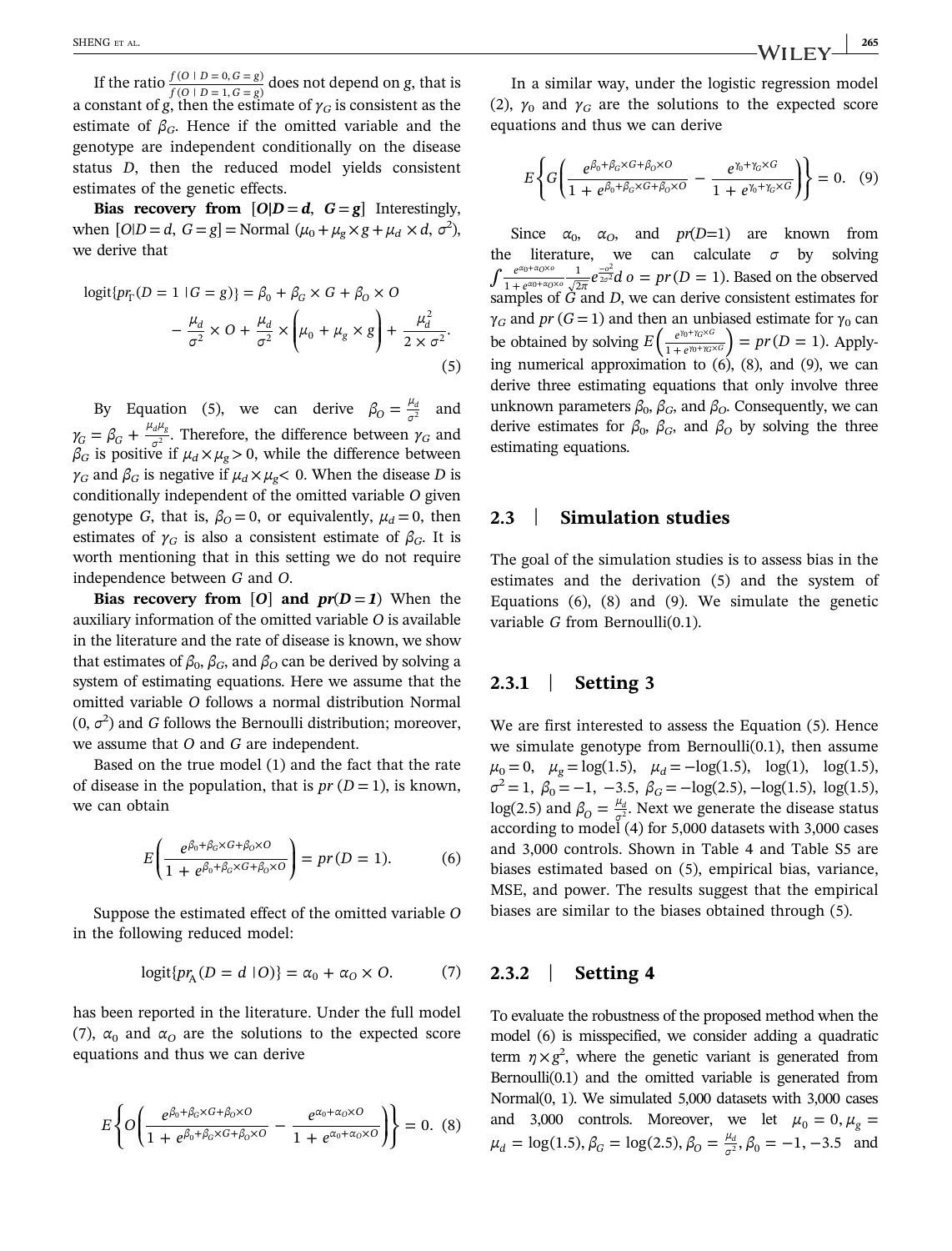If the ratio $\frac{f(O \mid D=0, G=g)}{f(O \mid D=1, G=g)}$ does not depend on $g$, that is a constant of $g$, then the estimate of $\gamma_G$ is consistent as the estimate of $\beta_G$. Hence if the omitted variable and the genotype are independent conditionally on the disease status $D$, then the reduced model yields consistent estimates of the genetic effects.

**Bias recovery from $[O|D=d,\ G=g]$** Interestingly, when $[O|D=d,\ G=g] = \text{Normal}\ (\mu_0 + \mu_g \times g + \mu_d \times d,\ \sigma^2)$, we derive that

$$\text{logit}\{pr_\Gamma(D=1 \mid G=g)\} = \beta_0 + \beta_G \times G + \beta_O \times O - \frac{\mu_d}{\sigma^2} \times O + \frac{\mu_d}{\sigma^2} \times \left(\mu_0 + \mu_g \times g\right) + \frac{\mu_d^2}{2 \times \sigma^2}. \tag{5}$$

By Equation (5), we can derive $\beta_O = \frac{\mu_d}{\sigma^2}$ and $\gamma_G = \beta_G + \frac{\mu_d \mu_g}{\sigma^2}$. Therefore, the difference between $\gamma_G$ and $\beta_G$ is positive if $\mu_d \times \mu_g > 0$, while the difference between $\gamma_G$ and $\beta_G$ is negative if $\mu_d \times \mu_g < 0$. When the disease $D$ is conditionally independent of the omitted variable $O$ given genotype $G$, that is, $\beta_O = 0$, or equivalently, $\mu_d = 0$, then estimates of $\gamma_G$ is also a consistent estimate of $\beta_G$. It is worth mentioning that in this setting we do not require independence between $G$ and $O$.

**Bias recovery from $[O]$ and $pr(D=1)$** When the auxiliary information of the omitted variable $O$ is available in the literature and the rate of disease is known, we show that estimates of $\beta_0$, $\beta_G$, and $\beta_O$ can be derived by solving a system of estimating equations. Here we assume that the omitted variable $O$ follows a normal distribution Normal $(0, \sigma^2)$ and $G$ follows the Bernoulli distribution; moreover, we assume that $O$ and $G$ are independent.

Based on the true model (1) and the fact that the rate of disease in the population, that is $pr\ (D=1)$, is known, we can obtain

$$E\left(\frac{e^{\beta_0 + \beta_G \times G + \beta_O \times O}}{1 + e^{\beta_0 + \beta_G \times G + \beta_O \times O}}\right) = pr\ (D=1). \tag{6}$$

Suppose the estimated effect of the omitted variable $O$ in the following reduced model:

$$\text{logit}\{pr_A(D=d \mid O)\} = \alpha_0 + \alpha_O \times O. \tag{7}$$

has been reported in the literature. Under the full model (7), $\alpha_0$ and $\alpha_O$ are the solutions to the expected score equations and thus we can derive

$$E\left\{O\left(\frac{e^{\beta_0 + \beta_G \times G + \beta_O \times O}}{1 + e^{\beta_0 + \beta_G \times G + \beta_O \times O}} - \frac{e^{\alpha_0 + \alpha_O \times O}}{1 + e^{\alpha_0 + \alpha_O \times O}}\right)\right\} = 0. \tag{8}$$

In a similar way, under the logistic regression model (2), $\gamma_0$ and $\gamma_G$ are the solutions to the expected score equations and thus we can derive

$$E\left\{G\left(\frac{e^{\beta_0 + \beta_G \times G + \beta_O \times O}}{1 + e^{\beta_0 + \beta_G \times G + \beta_O \times O}} - \frac{e^{\gamma_0 + \gamma_G \times G}}{1 + e^{\gamma_0 + \gamma_G \times G}}\right)\right\} = 0. \tag{9}$$

Since $\alpha_0$, $\alpha_O$, and $pr(D{=}1)$ are known from the literature, we can calculate $\sigma$ by solving $\int \frac{e^{\alpha_0 + \alpha_O \times o}}{1 + e^{\alpha_0 + \alpha_O \times o}} \frac{1}{\sqrt{2\pi}} e^{\frac{-o^2}{2\sigma^2}} d\,o = pr\ (D=1)$. Based on the observed samples of $G$ and $D$, we can derive consistent estimates for $\gamma_G$ and $pr\ (G=1)$ and then an unbiased estimate for $\gamma_0$ can be obtained by solving $E\left(\frac{e^{\gamma_0 + \gamma_G \times G}}{1 + e^{\gamma_0 + \gamma_G \times G}}\right) = pr\ (D=1)$. Applying numerical approximation to (6), (8), and (9), we can derive three estimating equations that only involve three unknown parameters $\beta_0$, $\beta_G$, and $\beta_O$. Consequently, we can derive estimates for $\beta_0$, $\beta_G$, and $\beta_O$ by solving the three estimating equations.

## 2.3 | Simulation studies

The goal of the simulation studies is to assess bias in the estimates and the derivation (5) and the system of Equations (6), (8) and (9). We simulate the genetic variable $G$ from Bernoulli(0.1).

### 2.3.1 | Setting 3

We are first interested to assess the Equation (5). Hence we simulate genotype from Bernoulli(0.1), then assume $\mu_0 = 0$, $\mu_g = \log(1.5)$, $\mu_d = -\log(1.5)$, $\log(1)$, $\log(1.5)$, $\sigma^2 = 1$, $\beta_0 = -1$, $-3.5$, $\beta_G = -\log(2.5)$, $-\log(1.5)$, $\log(1.5)$, $\log(2.5)$ and $\beta_O = \frac{\mu_d}{\sigma^2}$. Next we generate the disease status according to model (4) for 5,000 datasets with 3,000 cases and 3,000 controls. Shown in Table 4 and Table S5 are biases estimated based on (5), empirical bias, variance, MSE, and power. The results suggest that the empirical biases are similar to the biases obtained through (5).

### 2.3.2 | Setting 4

To evaluate the robustness of the proposed method when the model (6) is misspecified, we consider adding a quadratic term $\eta \times g^2$, where the genetic variant is generated from Bernoulli(0.1) and the omitted variable is generated from Normal(0, 1). We simulated 5,000 datasets with 3,000 cases and 3,000 controls. Moreover, we let $\mu_0 = 0, \mu_g = \mu_d = \log(1.5), \beta_G = \log(2.5), \beta_O = \frac{\mu_d}{\sigma^2}, \beta_0 = -1, -3.5$ and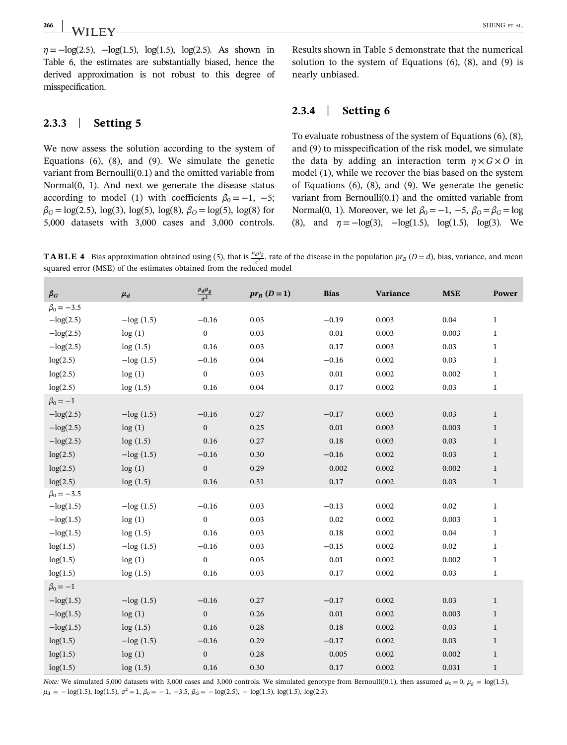$\eta = -\log(2.5)$, $-\log(1.5)$, $\log(1.5)$, $\log(2.5)$. As shown in Table 6, the estimates are substantially biased, hence the derived approximation is not robust to this degree of misspecification.

### 2.3.3 | Setting 5

We now assess the solution according to the system of Equations (6), (8), and (9). We simulate the genetic variant from Bernoulli(0.1) and the omitted variable from Normal(0, 1). And next we generate the disease status according to model (1) with coefficients $\beta_0 = -1$, $-5$; $\beta_G = \log(2.5)$, $\log(3)$, $\log(5)$, $\log(8)$, $\beta_O = \log(5)$, $\log(8)$ for 5,000 datasets with 3,000 cases and 3,000 controls. Results shown in Table 5 demonstrate that the numerical solution to the system of Equations (6), (8), and (9) is nearly unbiased.

### 2.3.4 | Setting 6

To evaluate robustness of the system of Equations (6), (8), and (9) to misspecification of the risk model, we simulate the data by adding an interaction term $\eta \times G \times O$ in model (1), while we recover the bias based on the system of Equations (6), (8), and (9). We generate the genetic variant from Bernoulli(0.1) and the omitted variable from Normal(0, 1). Moreover, we let $\beta_0 = -1$, $-5$, $\beta_O = \beta_G = \log(8)$, and $\eta = -\log(3)$, $-\log(1.5)$, $\log(1.5)$, $\log(3)$. We

**TABLE 4** Bias approximation obtained using (5), that is $\frac{\mu_d \mu_g}{\sigma^2}$, rate of the disease in the population $pr_B\,(D = d)$, bias, variance, and mean squared error (MSE) of the estimates obtained from the reduced model

| $\beta_G$ | $\mu_d$ | $\frac{\mu_d \mu_g}{\sigma^2}$ | $pr_B\,(D = 1)$ | Bias | Variance | MSE | Power |
|---|---|---|---|---|---|---|---|
| $\beta_0 = -3.5$ | | | | | | | |
| $-\log(2.5)$ | $-\log(1.5)$ | $-0.16$ | 0.03 | $-0.19$ | 0.003 | 0.04 | 1 |
| $-\log(2.5)$ | $\log(1)$ | 0 | 0.03 | 0.01 | 0.003 | 0.003 | 1 |
| $-\log(2.5)$ | $\log(1.5)$ | 0.16 | 0.03 | 0.17 | 0.003 | 0.03 | 1 |
| $\log(2.5)$ | $-\log(1.5)$ | $-0.16$ | 0.04 | $-0.16$ | 0.002 | 0.03 | 1 |
| $\log(2.5)$ | $\log(1)$ | 0 | 0.03 | 0.01 | 0.002 | 0.002 | 1 |
| $\log(2.5)$ | $\log(1.5)$ | 0.16 | 0.04 | 0.17 | 0.002 | 0.03 | 1 |
| $\beta_0 = -1$ | | | | | | | |
| $-\log(2.5)$ | $-\log(1.5)$ | $-0.16$ | 0.27 | $-0.17$ | 0.003 | 0.03 | 1 |
| $-\log(2.5)$ | $\log(1)$ | 0 | 0.25 | 0.01 | 0.003 | 0.003 | 1 |
| $-\log(2.5)$ | $\log(1.5)$ | 0.16 | 0.27 | 0.18 | 0.003 | 0.03 | 1 |
| $\log(2.5)$ | $-\log(1.5)$ | $-0.16$ | 0.30 | $-0.16$ | 0.002 | 0.03 | 1 |
| $\log(2.5)$ | $\log(1)$ | 0 | 0.29 | 0.002 | 0.002 | 0.002 | 1 |
| $\log(2.5)$ | $\log(1.5)$ | 0.16 | 0.31 | 0.17 | 0.002 | 0.03 | 1 |
| $\beta_0 = -3.5$ | | | | | | | |
| $-\log(1.5)$ | $-\log(1.5)$ | $-0.16$ | 0.03 | $-0.13$ | 0.002 | 0.02 | 1 |
| $-\log(1.5)$ | $\log(1)$ | 0 | 0.03 | 0.02 | 0.002 | 0.003 | 1 |
| $-\log(1.5)$ | $\log(1.5)$ | 0.16 | 0.03 | 0.18 | 0.002 | 0.04 | 1 |
| $\log(1.5)$ | $-\log(1.5)$ | $-0.16$ | 0.03 | $-0.15$ | 0.002 | 0.02 | 1 |
| $\log(1.5)$ | $\log(1)$ | 0 | 0.03 | 0.01 | 0.002 | 0.002 | 1 |
| $\log(1.5)$ | $\log(1.5)$ | 0.16 | 0.03 | 0.17 | 0.002 | 0.03 | 1 |
| $\beta_0 = -1$ | | | | | | | |
| $-\log(1.5)$ | $-\log(1.5)$ | $-0.16$ | 0.27 | $-0.17$ | 0.002 | 0.03 | 1 |
| $-\log(1.5)$ | $\log(1)$ | 0 | 0.26 | 0.01 | 0.002 | 0.003 | 1 |
| $-\log(1.5)$ | $\log(1.5)$ | 0.16 | 0.28 | 0.18 | 0.002 | 0.03 | 1 |
| $\log(1.5)$ | $-\log(1.5)$ | $-0.16$ | 0.29 | $-0.17$ | 0.002 | 0.03 | 1 |
| $\log(1.5)$ | $\log(1)$ | 0 | 0.28 | 0.005 | 0.002 | 0.002 | 1 |
| $\log(1.5)$ | $\log(1.5)$ | 0.16 | 0.30 | 0.17 | 0.002 | 0.031 | 1 |

*Note:* We simulated 5,000 datasets with 3,000 cases and 3,000 controls. We simulated genotype from Bernoulli(0.1), then assumed $\mu_0 = 0$, $\mu_g = \log(1.5)$, $\mu_d = -\log(1.5)$, $\log(1.5)$, $\sigma^2 = 1$, $\beta_0 = -1$, $-3.5$, $\beta_G = -\log(2.5)$, $-\log(1.5)$, $\log(1.5)$, $\log(2.5)$.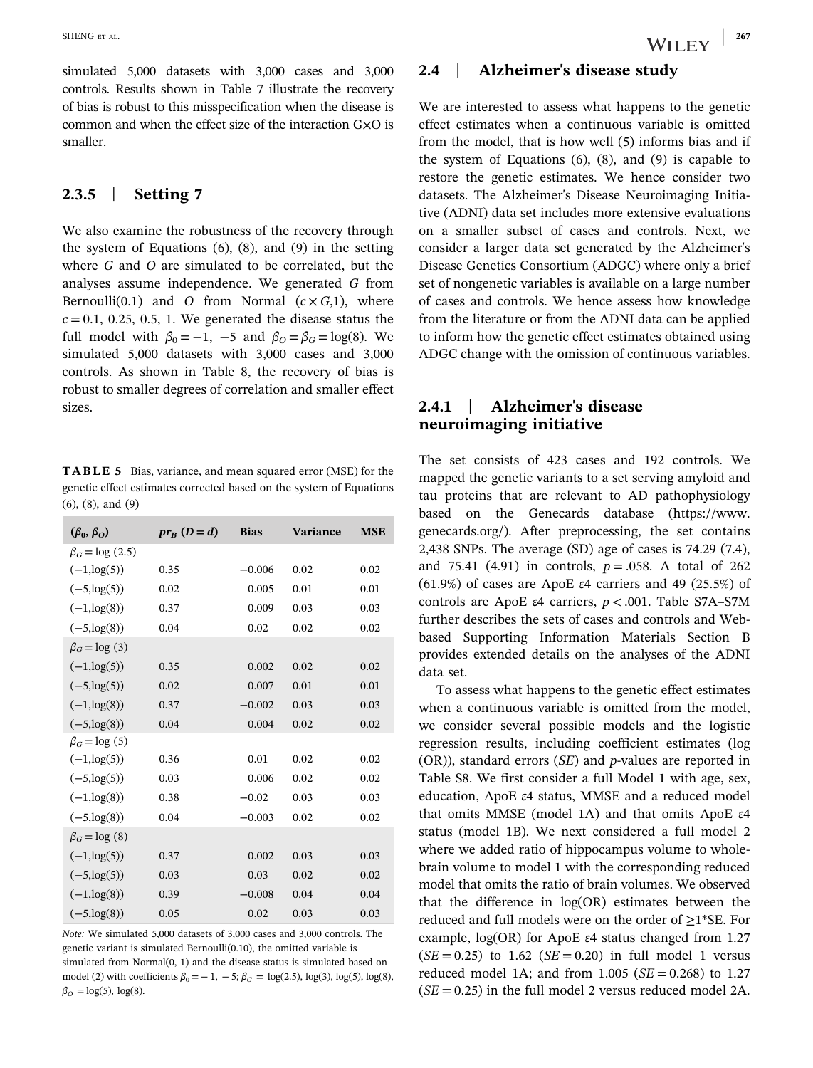simulated 5,000 datasets with 3,000 cases and 3,000 controls. Results shown in Table 7 illustrate the recovery of bias is robust to this misspecification when the disease is common and when the effect size of the interaction G×O is smaller.

### 2.3.5 | Setting 7

We also examine the robustness of the recovery through the system of Equations (6), (8), and (9) in the setting where $G$ and $O$ are simulated to be correlated, but the analyses assume independence. We generated $G$ from Bernoulli(0.1) and $O$ from Normal $(c \times G, 1)$, where $c = 0.1$, 0.25, 0.5, 1. We generated the disease status the full model with $\beta_0 = -1$, $-5$ and $\beta_O = \beta_G = \log(8)$. We simulated 5,000 datasets with 3,000 cases and 3,000 controls. As shown in Table 8, the recovery of bias is robust to smaller degrees of correlation and smaller effect sizes.

**TABLE 5** Bias, variance, and mean squared error (MSE) for the genetic effect estimates corrected based on the system of Equations (6), (8), and (9)

| $(\beta_0, \beta_O)$ | $pr_B\ (D = d)$ | Bias | Variance | MSE |
|---|---|---|---|---|
| $\beta_G = \log$ (2.5) | | | | |
| (−1,log(5)) | 0.35 | −0.006 | 0.02 | 0.02 |
| (−5,log(5)) | 0.02 | 0.005 | 0.01 | 0.01 |
| (−1,log(8)) | 0.37 | 0.009 | 0.03 | 0.03 |
| (−5,log(8)) | 0.04 | 0.02 | 0.02 | 0.02 |
| $\beta_G = \log$ (3) | | | | |
| (−1,log(5)) | 0.35 | 0.002 | 0.02 | 0.02 |
| (−5,log(5)) | 0.02 | 0.007 | 0.01 | 0.01 |
| (−1,log(8)) | 0.37 | −0.002 | 0.03 | 0.03 |
| (−5,log(8)) | 0.04 | 0.004 | 0.02 | 0.02 |
| $\beta_G = \log$ (5) | | | | |
| (−1,log(5)) | 0.36 | 0.01 | 0.02 | 0.02 |
| (−5,log(5)) | 0.03 | 0.006 | 0.02 | 0.02 |
| (−1,log(8)) | 0.38 | −0.02 | 0.03 | 0.03 |
| (−5,log(8)) | 0.04 | −0.003 | 0.02 | 0.02 |
| $\beta_G = \log$ (8) | | | | |
| (−1,log(5)) | 0.37 | 0.002 | 0.03 | 0.03 |
| (−5,log(5)) | 0.03 | 0.03 | 0.02 | 0.02 |
| (−1,log(8)) | 0.39 | −0.008 | 0.04 | 0.04 |
| (−5,log(8)) | 0.05 | 0.02 | 0.03 | 0.03 |

*Note:* We simulated 5,000 datasets of 3,000 cases and 3,000 controls. The genetic variant is simulated Bernoulli(0.10), the omitted variable is simulated from Normal(0, 1) and the disease status is simulated based on model (2) with coefficients $\beta_0 = -1, -5$; $\beta_G =$ log(2.5), log(3), log(5), log(8), $\beta_O =$ log(5), log(8).

## 2.4 | Alzheimer's disease study

We are interested to assess what happens to the genetic effect estimates when a continuous variable is omitted from the model, that is how well (5) informs bias and if the system of Equations (6), (8), and (9) is capable to restore the genetic estimates. We hence consider two datasets. The Alzheimer's Disease Neuroimaging Initiative (ADNI) data set includes more extensive evaluations on a smaller subset of cases and controls. Next, we consider a larger data set generated by the Alzheimer's Disease Genetics Consortium (ADGC) where only a brief set of nongenetic variables is available on a large number of cases and controls. We hence assess how knowledge from the literature or from the ADNI data can be applied to inform how the genetic effect estimates obtained using ADGC change with the omission of continuous variables.

### 2.4.1 | Alzheimer's disease neuroimaging initiative

The set consists of 423 cases and 192 controls. We mapped the genetic variants to a set serving amyloid and tau proteins that are relevant to AD pathophysiology based on the Genecards database (https://www.genecards.org/). After preprocessing, the set contains 2,438 SNPs. The average (SD) age of cases is 74.29 (7.4), and 75.41 (4.91) in controls, $p = .058$. A total of 262 (61.9%) of cases are ApoE $\varepsilon$4 carriers and 49 (25.5%) of controls are ApoE $\varepsilon$4 carriers, $p < .001$. Table S7A–S7M further describes the sets of cases and controls and Web-based Supporting Information Materials Section B provides extended details on the analyses of the ADNI data set.

To assess what happens to the genetic effect estimates when a continuous variable is omitted from the model, we consider several possible models and the logistic regression results, including coefficient estimates (log (OR)), standard errors ($SE$) and $p$-values are reported in Table S8. We first consider a full Model 1 with age, sex, education, ApoE $\varepsilon$4 status, MMSE and a reduced model that omits MMSE (model 1A) and that omits ApoE $\varepsilon$4 status (model 1B). We next considered a full model 2 where we added ratio of hippocampus volume to whole-brain volume to model 1 with the corresponding reduced model that omits the ratio of brain volumes. We observed that the difference in log(OR) estimates between the reduced and full models were on the order of ≥1*SE. For example, log(OR) for ApoE $\varepsilon$4 status changed from 1.27 ($SE = 0.25$) to 1.62 ($SE = 0.20$) in full model 1 versus reduced model 1A; and from 1.005 ($SE = 0.268$) to 1.27 ($SE = 0.25$) in the full model 2 versus reduced model 2A.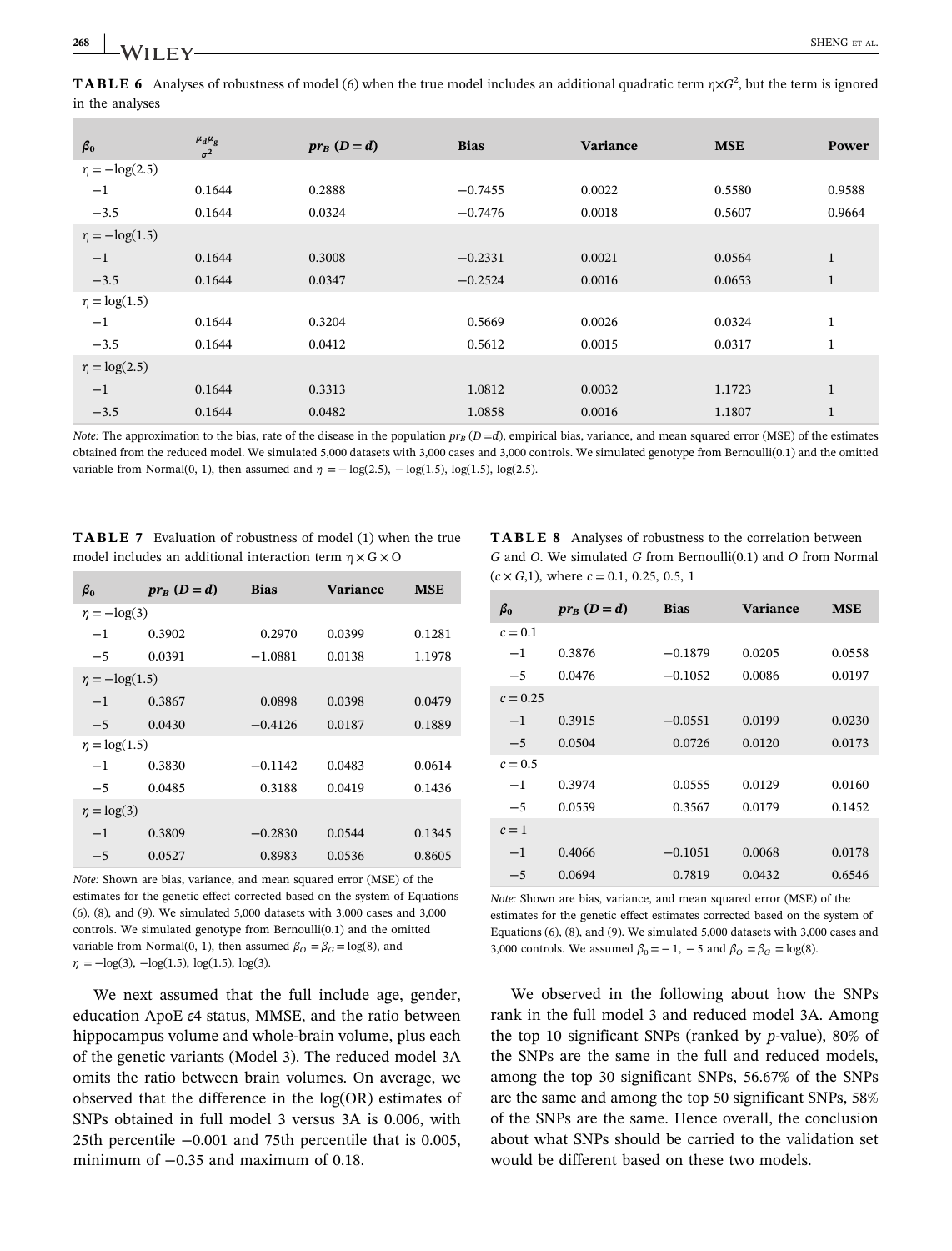**TABLE 6** Analyses of robustness of model (6) when the true model includes an additional quadratic term $\eta \times G^2$, but the term is ignored in the analyses

| $\beta_0$ | $\frac{\mu_d \mu_g}{\sigma^2}$ | $pr_B\ (D=d)$ | Bias | Variance | MSE | Power |
|---|---|---|---|---|---|---|
| $\eta = -\log(2.5)$ | | | | | | |
| −1 | 0.1644 | 0.2888 | −0.7455 | 0.0022 | 0.5580 | 0.9588 |
| −3.5 | 0.1644 | 0.0324 | −0.7476 | 0.0018 | 0.5607 | 0.9664 |
| $\eta = -\log(1.5)$ | | | | | | |
| −1 | 0.1644 | 0.3008 | −0.2331 | 0.0021 | 0.0564 | 1 |
| −3.5 | 0.1644 | 0.0347 | −0.2524 | 0.0016 | 0.0653 | 1 |
| $\eta = \log(1.5)$ | | | | | | |
| −1 | 0.1644 | 0.3204 | 0.5669 | 0.0026 | 0.0324 | 1 |
| −3.5 | 0.1644 | 0.0412 | 0.5612 | 0.0015 | 0.0317 | 1 |
| $\eta = \log(2.5)$ | | | | | | |
| −1 | 0.1644 | 0.3313 | 1.0812 | 0.0032 | 1.1723 | 1 |
| −3.5 | 0.1644 | 0.0482 | 1.0858 | 0.0016 | 1.1807 | 1 |

*Note:* The approximation to the bias, rate of the disease in the population $pr_B\ (D=d)$, empirical bias, variance, and mean squared error (MSE) of the estimates obtained from the reduced model. We simulated 5,000 datasets with 3,000 cases and 3,000 controls. We simulated genotype from Bernoulli(0.1) and the omitted variable from Normal(0, 1), then assumed and $\eta = -\log(2.5), -\log(1.5), \log(1.5), \log(2.5)$.

**TABLE 7** Evaluation of robustness of model (1) when the true model includes an additional interaction term $\eta \times G \times O$

| $\beta_0$ | $pr_B\ (D=d)$ | Bias | Variance | MSE |
|---|---|---|---|---|
| $\eta = -\log(3)$ | | | | |
| −1 | 0.3902 | 0.2970 | 0.0399 | 0.1281 |
| −5 | 0.0391 | −1.0881 | 0.0138 | 1.1978 |
| $\eta = -\log(1.5)$ | | | | |
| −1 | 0.3867 | 0.0898 | 0.0398 | 0.0479 |
| −5 | 0.0430 | −0.4126 | 0.0187 | 0.1889 |
| $\eta = \log(1.5)$ | | | | |
| −1 | 0.3830 | −0.1142 | 0.0483 | 0.0614 |
| −5 | 0.0485 | 0.3188 | 0.0419 | 0.1436 |
| $\eta = \log(3)$ | | | | |
| −1 | 0.3809 | −0.2830 | 0.0544 | 0.1345 |
| −5 | 0.0527 | 0.8983 | 0.0536 | 0.8605 |

*Note:* Shown are bias, variance, and mean squared error (MSE) of the estimates for the genetic effect corrected based on the system of Equations (6), (8), and (9). We simulated 5,000 datasets with 3,000 cases and 3,000 controls. We simulated genotype from Bernoulli(0.1) and the omitted variable from Normal(0, 1), then assumed $\beta_O = \beta_G = \log(8)$, and $\eta = -\log(3), -\log(1.5), \log(1.5), \log(3)$.

We next assumed that the full include age, gender, education ApoE $\varepsilon 4$ status, MMSE, and the ratio between hippocampus volume and whole-brain volume, plus each of the genetic variants (Model 3). The reduced model 3A omits the ratio between brain volumes. On average, we observed that the difference in the log(OR) estimates of SNPs obtained in full model 3 versus 3A is 0.006, with 25th percentile −0.001 and 75th percentile that is 0.005, minimum of −0.35 and maximum of 0.18.

**TABLE 8** Analyses of robustness to the correlation between $G$ and $O$. We simulated $G$ from Bernoulli(0.1) and $O$ from Normal $(c \times G, 1)$, where $c = 0.1, 0.25, 0.5, 1$

| $\beta_0$ | $pr_B\ (D=d)$ | Bias | Variance | MSE |
|---|---|---|---|---|
| $c = 0.1$ | | | | |
| −1 | 0.3876 | −0.1879 | 0.0205 | 0.0558 |
| −5 | 0.0476 | −0.1052 | 0.0086 | 0.0197 |
| $c = 0.25$ | | | | |
| −1 | 0.3915 | −0.0551 | 0.0199 | 0.0230 |
| −5 | 0.0504 | 0.0726 | 0.0120 | 0.0173 |
| $c = 0.5$ | | | | |
| −1 | 0.3974 | 0.0555 | 0.0129 | 0.0160 |
| −5 | 0.0559 | 0.3567 | 0.0179 | 0.1452 |
| $c = 1$ | | | | |
| −1 | 0.4066 | −0.1051 | 0.0068 | 0.0178 |
| −5 | 0.0694 | 0.7819 | 0.0432 | 0.6546 |

*Note:* Shown are bias, variance, and mean squared error (MSE) of the estimates for the genetic effect estimates corrected based on the system of Equations (6), (8), and (9). We simulated 5,000 datasets with 3,000 cases and 3,000 controls. We assumed $\beta_0 = -1, -5$ and $\beta_O = \beta_G = \log(8)$.

We observed in the following about how the SNPs rank in the full model 3 and reduced model 3A. Among the top 10 significant SNPs (ranked by $p$-value), 80% of the SNPs are the same in the full and reduced models, among the top 30 significant SNPs, 56.67% of the SNPs are the same and among the top 50 significant SNPs, 58% of the SNPs are the same. Hence overall, the conclusion about what SNPs should be carried to the validation set would be different based on these two models.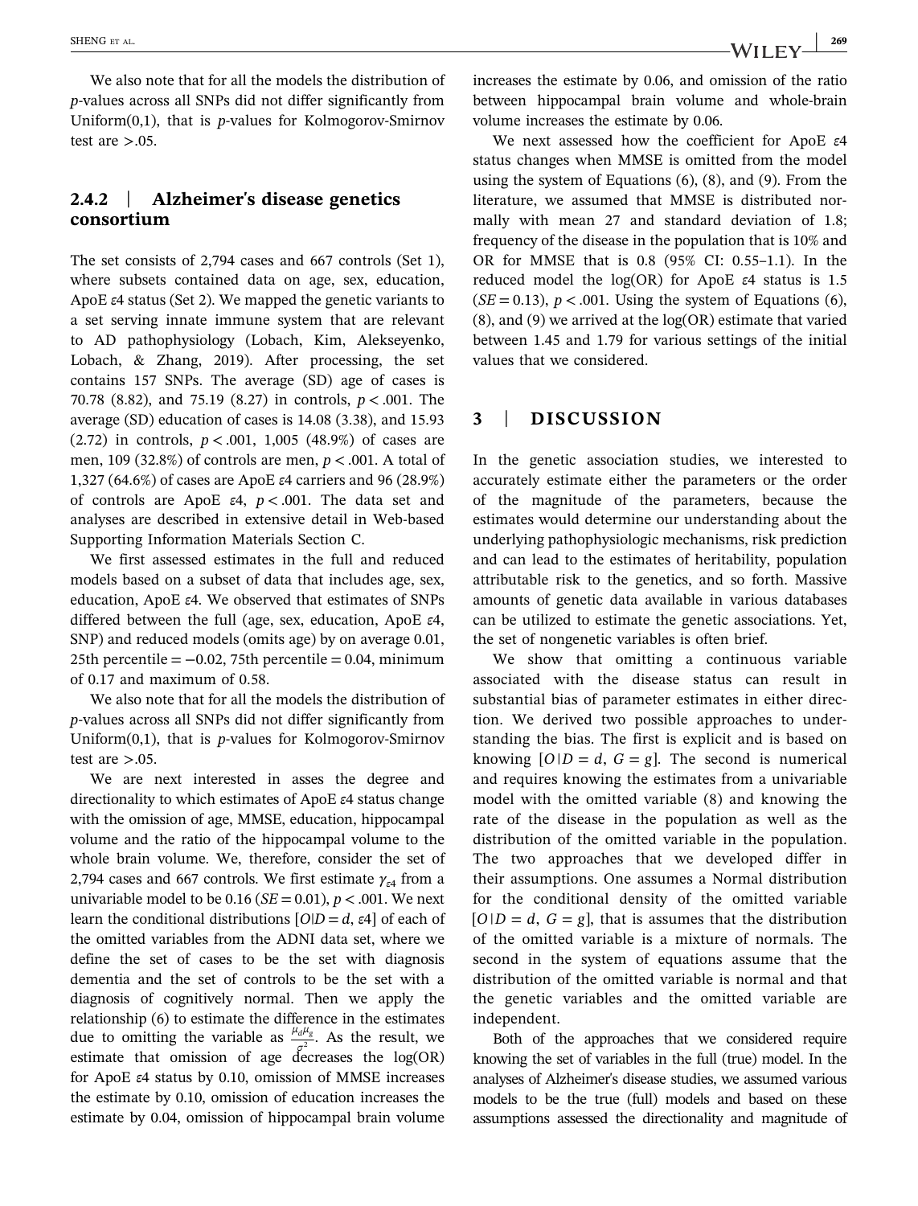We also note that for all the models the distribution of $p$-values across all SNPs did not differ significantly from Uniform(0,1), that is $p$-values for Kolmogorov-Smirnov test are >.05.

### 2.4.2 | Alzheimer's disease genetics consortium

The set consists of 2,794 cases and 667 controls (Set 1), where subsets contained data on age, sex, education, ApoE $\varepsilon 4$ status (Set 2). We mapped the genetic variants to a set serving innate immune system that are relevant to AD pathophysiology (Lobach, Kim, Alekseyenko, Lobach, & Zhang, 2019). After processing, the set contains 157 SNPs. The average (SD) age of cases is 70.78 (8.82), and 75.19 (8.27) in controls, $p < .001$. The average (SD) education of cases is 14.08 (3.38), and 15.93 (2.72) in controls, $p < .001$, 1,005 (48.9%) of cases are men, 109 (32.8%) of controls are men, $p < .001$. A total of 1,327 (64.6%) of cases are ApoE $\varepsilon 4$ carriers and 96 (28.9%) of controls are ApoE $\varepsilon 4$, $p < .001$. The data set and analyses are described in extensive detail in Web-based Supporting Information Materials Section C.

We first assessed estimates in the full and reduced models based on a subset of data that includes age, sex, education, ApoE $\varepsilon 4$. We observed that estimates of SNPs differed between the full (age, sex, education, ApoE $\varepsilon 4$, SNP) and reduced models (omits age) by on average 0.01, 25th percentile = −0.02, 75th percentile = 0.04, minimum of 0.17 and maximum of 0.58.

We also note that for all the models the distribution of $p$-values across all SNPs did not differ significantly from Uniform(0,1), that is $p$-values for Kolmogorov-Smirnov test are >.05.

We are next interested in asses the degree and directionality to which estimates of ApoE $\varepsilon 4$ status change with the omission of age, MMSE, education, hippocampal volume and the ratio of the hippocampal volume to the whole brain volume. We, therefore, consider the set of 2,794 cases and 667 controls. We first estimate $\gamma_{\varepsilon 4}$ from a univariable model to be 0.16 ($SE = 0.01$), $p < .001$. We next learn the conditional distributions $[O|D = d, \varepsilon 4]$ of each of the omitted variables from the ADNI data set, where we define the set of cases to be the set with diagnosis dementia and the set of controls to be the set with a diagnosis of cognitively normal. Then we apply the relationship (6) to estimate the difference in the estimates due to omitting the variable as $\frac{\mu_d \mu_g}{\sigma^2}$. As the result, we estimate that omission of age decreases the log(OR) for ApoE $\varepsilon 4$ status by 0.10, omission of MMSE increases the estimate by 0.10, omission of education increases the estimate by 0.04, omission of hippocampal brain volume increases the estimate by 0.06, and omission of the ratio between hippocampal brain volume and whole-brain volume increases the estimate by 0.06.

We next assessed how the coefficient for ApoE $\varepsilon 4$ status changes when MMSE is omitted from the model using the system of Equations (6), (8), and (9). From the literature, we assumed that MMSE is distributed normally with mean 27 and standard deviation of 1.8; frequency of the disease in the population that is 10% and OR for MMSE that is 0.8 (95% CI: 0.55–1.1). In the reduced model the log(OR) for ApoE $\varepsilon 4$ status is 1.5 ($SE = 0.13$), $p < .001$. Using the system of Equations (6), (8), and (9) we arrived at the log(OR) estimate that varied between 1.45 and 1.79 for various settings of the initial values that we considered.

## 3 | DISCUSSION

In the genetic association studies, we interested to accurately estimate either the parameters or the order of the magnitude of the parameters, because the estimates would determine our understanding about the underlying pathophysiologic mechanisms, risk prediction and can lead to the estimates of heritability, population attributable risk to the genetics, and so forth. Massive amounts of genetic data available in various databases can be utilized to estimate the genetic associations. Yet, the set of nongenetic variables is often brief.

We show that omitting a continuous variable associated with the disease status can result in substantial bias of parameter estimates in either direction. We derived two possible approaches to understanding the bias. The first is explicit and is based on knowing $[O|D = d, G = g]$. The second is numerical and requires knowing the estimates from a univariable model with the omitted variable (8) and knowing the rate of the disease in the population as well as the distribution of the omitted variable in the population. The two approaches that we developed differ in their assumptions. One assumes a Normal distribution for the conditional density of the omitted variable $[O|D = d, G = g]$, that is assumes that the distribution of the omitted variable is a mixture of normals. The second in the system of equations assume that the distribution of the omitted variable is normal and that the genetic variables and the omitted variable are independent.

Both of the approaches that we considered require knowing the set of variables in the full (true) model. In the analyses of Alzheimer's disease studies, we assumed various models to be the true (full) models and based on these assumptions assessed the directionality and magnitude of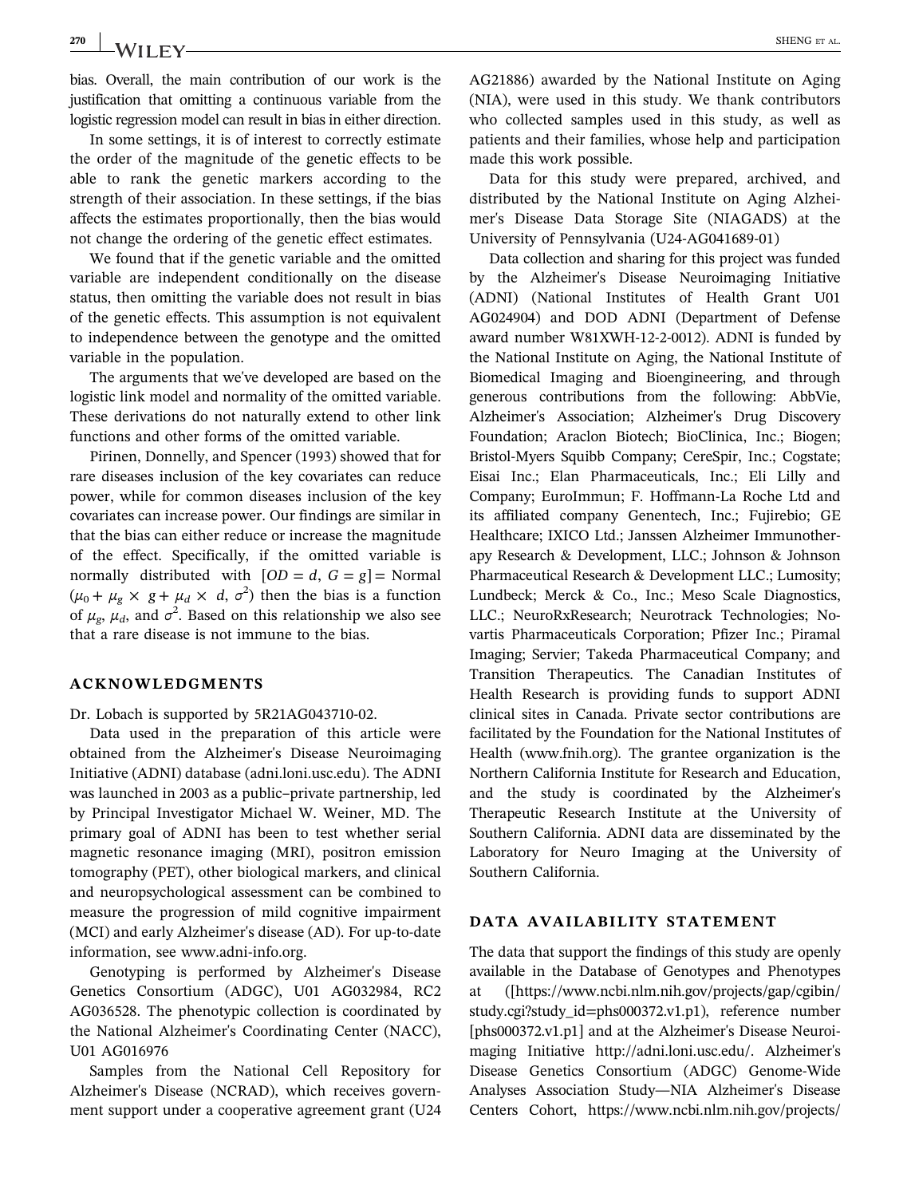bias. Overall, the main contribution of our work is the justification that omitting a continuous variable from the logistic regression model can result in bias in either direction.

In some settings, it is of interest to correctly estimate the order of the magnitude of the genetic effects to be able to rank the genetic markers according to the strength of their association. In these settings, if the bias affects the estimates proportionally, then the bias would not change the ordering of the genetic effect estimates.

We found that if the genetic variable and the omitted variable are independent conditionally on the disease status, then omitting the variable does not result in bias of the genetic effects. This assumption is not equivalent to independence between the genotype and the omitted variable in the population.

The arguments that we've developed are based on the logistic link model and normality of the omitted variable. These derivations do not naturally extend to other link functions and other forms of the omitted variable.

Pirinen, Donnelly, and Spencer (1993) showed that for rare diseases inclusion of the key covariates can reduce power, while for common diseases inclusion of the key covariates can increase power. Our findings are similar in that the bias can either reduce or increase the magnitude of the effect. Specifically, if the omitted variable is normally distributed with $[OD = d, G = g] =$ Normal $(\mu_0 + \mu_g \times g + \mu_d \times d, \sigma^2)$ then the bias is a function of $\mu_g$, $\mu_d$, and $\sigma^2$. Based on this relationship we also see that a rare disease is not immune to the bias.

## ACKNOWLEDGMENTS

Dr. Lobach is supported by 5R21AG043710-02.

Data used in the preparation of this article were obtained from the Alzheimer's Disease Neuroimaging Initiative (ADNI) database (adni.loni.usc.edu). The ADNI was launched in 2003 as a public–private partnership, led by Principal Investigator Michael W. Weiner, MD. The primary goal of ADNI has been to test whether serial magnetic resonance imaging (MRI), positron emission tomography (PET), other biological markers, and clinical and neuropsychological assessment can be combined to measure the progression of mild cognitive impairment (MCI) and early Alzheimer's disease (AD). For up-to-date information, see www.adni-info.org.

Genotyping is performed by Alzheimer's Disease Genetics Consortium (ADGC), U01 AG032984, RC2 AG036528. The phenotypic collection is coordinated by the National Alzheimer's Coordinating Center (NACC), U01 AG016976

Samples from the National Cell Repository for Alzheimer's Disease (NCRAD), which receives government support under a cooperative agreement grant (U24 AG21886) awarded by the National Institute on Aging (NIA), were used in this study. We thank contributors who collected samples used in this study, as well as patients and their families, whose help and participation made this work possible.

Data for this study were prepared, archived, and distributed by the National Institute on Aging Alzheimer's Disease Data Storage Site (NIAGADS) at the University of Pennsylvania (U24-AG041689-01)

Data collection and sharing for this project was funded by the Alzheimer's Disease Neuroimaging Initiative (ADNI) (National Institutes of Health Grant U01 AG024904) and DOD ADNI (Department of Defense award number W81XWH-12-2-0012). ADNI is funded by the National Institute on Aging, the National Institute of Biomedical Imaging and Bioengineering, and through generous contributions from the following: AbbVie, Alzheimer's Association; Alzheimer's Drug Discovery Foundation; Araclon Biotech; BioClinica, Inc.; Biogen; Bristol-Myers Squibb Company; CereSpir, Inc.; Cogstate; Eisai Inc.; Elan Pharmaceuticals, Inc.; Eli Lilly and Company; EuroImmun; F. Hoffmann-La Roche Ltd and its affiliated company Genentech, Inc.; Fujirebio; GE Healthcare; IXICO Ltd.; Janssen Alzheimer Immunotherapy Research & Development, LLC.; Johnson & Johnson Pharmaceutical Research & Development LLC.; Lumosity; Lundbeck; Merck & Co., Inc.; Meso Scale Diagnostics, LLC.; NeuroRxResearch; Neurotrack Technologies; Novartis Pharmaceuticals Corporation; Pfizer Inc.; Piramal Imaging; Servier; Takeda Pharmaceutical Company; and Transition Therapeutics. The Canadian Institutes of Health Research is providing funds to support ADNI clinical sites in Canada. Private sector contributions are facilitated by the Foundation for the National Institutes of Health (www.fnih.org). The grantee organization is the Northern California Institute for Research and Education, and the study is coordinated by the Alzheimer's Therapeutic Research Institute at the University of Southern California. ADNI data are disseminated by the Laboratory for Neuro Imaging at the University of Southern California.

## DATA AVAILABILITY STATEMENT

The data that support the findings of this study are openly available in the Database of Genotypes and Phenotypes at ([https://www.ncbi.nlm.nih.gov/projects/gap/cgibin/study.cgi?study_id=phs000372.v1.p1), reference number [phs000372.v1.p1] and at the Alzheimer's Disease Neuroimaging Initiative http://adni.loni.usc.edu/. Alzheimer's Disease Genetics Consortium (ADGC) Genome-Wide Analyses Association Study—NIA Alzheimer's Disease Centers Cohort, https://www.ncbi.nlm.nih.gov/projects/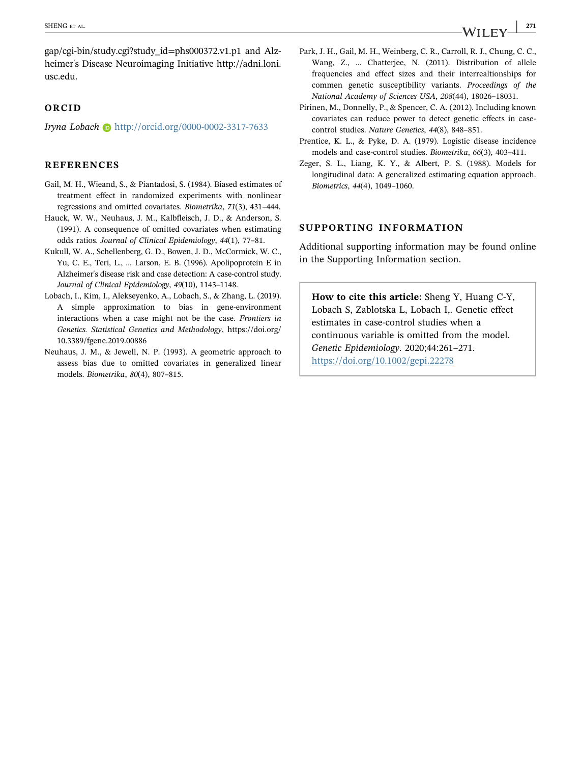gap/cgi-bin/study.cgi?study_id=phs000372.v1.p1 and Alzheimer's Disease Neuroimaging Initiative http://adni.loni.usc.edu.

## ORCID

*Iryna Lobach* http://orcid.org/0000-0002-3317-7633

## REFERENCES

Gail, M. H., Wieand, S., & Piantadosi, S. (1984). Biased estimates of treatment effect in randomized experiments with nonlinear regressions and omitted covariates. *Biometrika*, *71*(3), 431–444.

Hauck, W. W., Neuhaus, J. M., Kalbfleisch, J. D., & Anderson, S. (1991). A consequence of omitted covariates when estimating odds ratios. *Journal of Clinical Epidemiology*, *44*(1), 77–81.

Kukull, W. A., Schellenberg, G. D., Bowen, J. D., McCormick, W. C., Yu, C. E., Teri, L., … Larson, E. B. (1996). Apolipoprotein E in Alzheimer's disease risk and case detection: A case-control study. *Journal of Clinical Epidemiology*, *49*(10), 1143–1148.

Lobach, I., Kim, I., Alekseyenko, A., Lobach, S., & Zhang, L. (2019). A simple approximation to bias in gene-environment interactions when a case might not be the case. *Frontiers in Genetics. Statistical Genetics and Methodology*, https://doi.org/10.3389/fgene.2019.00886

Neuhaus, J. M., & Jewell, N. P. (1993). A geometric approach to assess bias due to omitted covariates in generalized linear models. *Biometrika*, *80*(4), 807–815.

Park, J. H., Gail, M. H., Weinberg, C. R., Carroll, R. J., Chung, C. C., Wang, Z., … Chatterjee, N. (2011). Distribution of allele frequencies and effect sizes and their interrealtionships for commen genetic susceptibility variants. *Proceedings of the National Academy of Sciences USA*, *208*(44), 18026–18031.

Pirinen, M., Donnelly, P., & Spencer, C. A. (2012). Including known covariates can reduce power to detect genetic effects in case-control studies. *Nature Genetics*, *44*(8), 848–851.

Prentice, K. L., & Pyke, D. A. (1979). Logistic disease incidence models and case-control studies. *Biometrika*, *66*(3), 403–411.

Zeger, S. L., Liang, K. Y., & Albert, P. S. (1988). Models for longitudinal data: A generalized estimating equation approach. *Biometrics*, *44*(4), 1049–1060.

## SUPPORTING INFORMATION

Additional supporting information may be found online in the Supporting Information section.

**How to cite this article:** Sheng Y, Huang C-Y, Lobach S, Zablotska L, Lobach I,. Genetic effect estimates in case-control studies when a continuous variable is omitted from the model. *Genetic Epidemiology*. 2020;44:261–271. https://doi.org/10.1002/gepi.22278